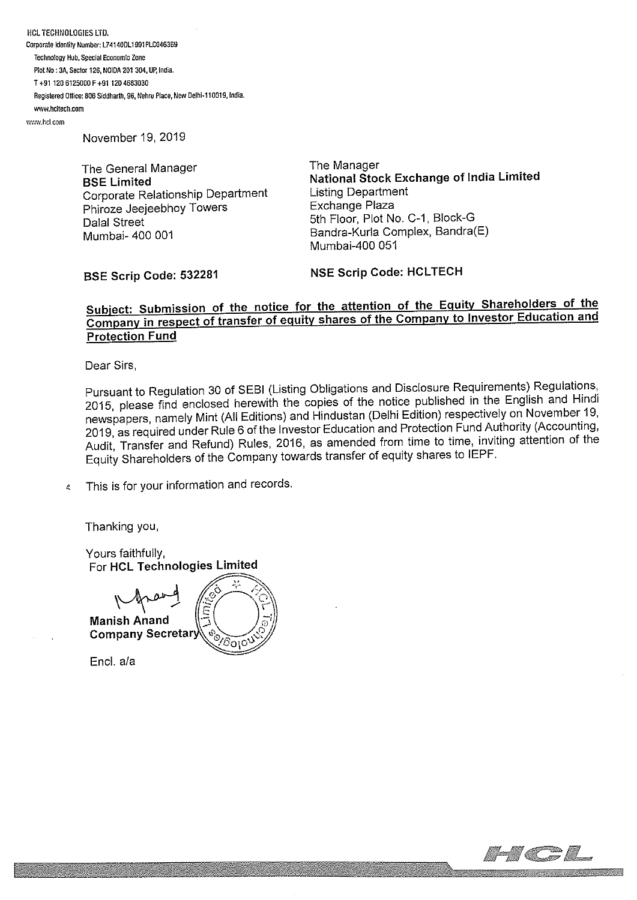HCL TECHNOLOGIES LTD.
Corporate Identity Number: L74140DL1991PLC046369
Technology Hub, Special Economic Zone
Plot No : 3A, Sector 126, NOIDA 201 304, UP, India.
T +91 120 6125000 F +91 120 4683030
Registered Office: 806 Siddharth, 96, Nehru Place, New Delhi-110019, India.
www.hcltech.com
www.hcl.com

November 19, 2019

The General Manager
**BSE Limited**
Corporate Relationship Department
Phiroze Jeejeebhoy Towers
Dalal Street
Mumbai- 400 001

**BSE Scrip Code: 532281**

The Manager
**National Stock Exchange of India Limited**
Listing Department
Exchange Plaza
5th Floor, Plot No. C-1, Block-G
Bandra-Kurla Complex, Bandra(E)
Mumbai-400 051

**NSE Scrip Code: HCLTECH**

**Subject: Submission of the notice for the attention of the Equity Shareholders of the Company in respect of transfer of equity shares of the Company to Investor Education and Protection Fund**

Dear Sirs,

Pursuant to Regulation 30 of SEBI (Listing Obligations and Disclosure Requirements) Regulations, 2015, please find enclosed herewith the copies of the notice published in the English and Hindi newspapers, namely Mint (All Editions) and Hindustan (Delhi Edition) respectively on November 19, 2019, as required under Rule 6 of the Investor Education and Protection Fund Authority (Accounting, Audit, Transfer and Refund) Rules, 2016, as amended from time to time, inviting attention of the Equity Shareholders of the Company towards transfer of equity shares to IEPF.

This is for your information and records.

Thanking you,

Yours faithfully,
For **HCL Technologies Limited**

**Manish Anand**
**Company Secretary**

Encl. a/a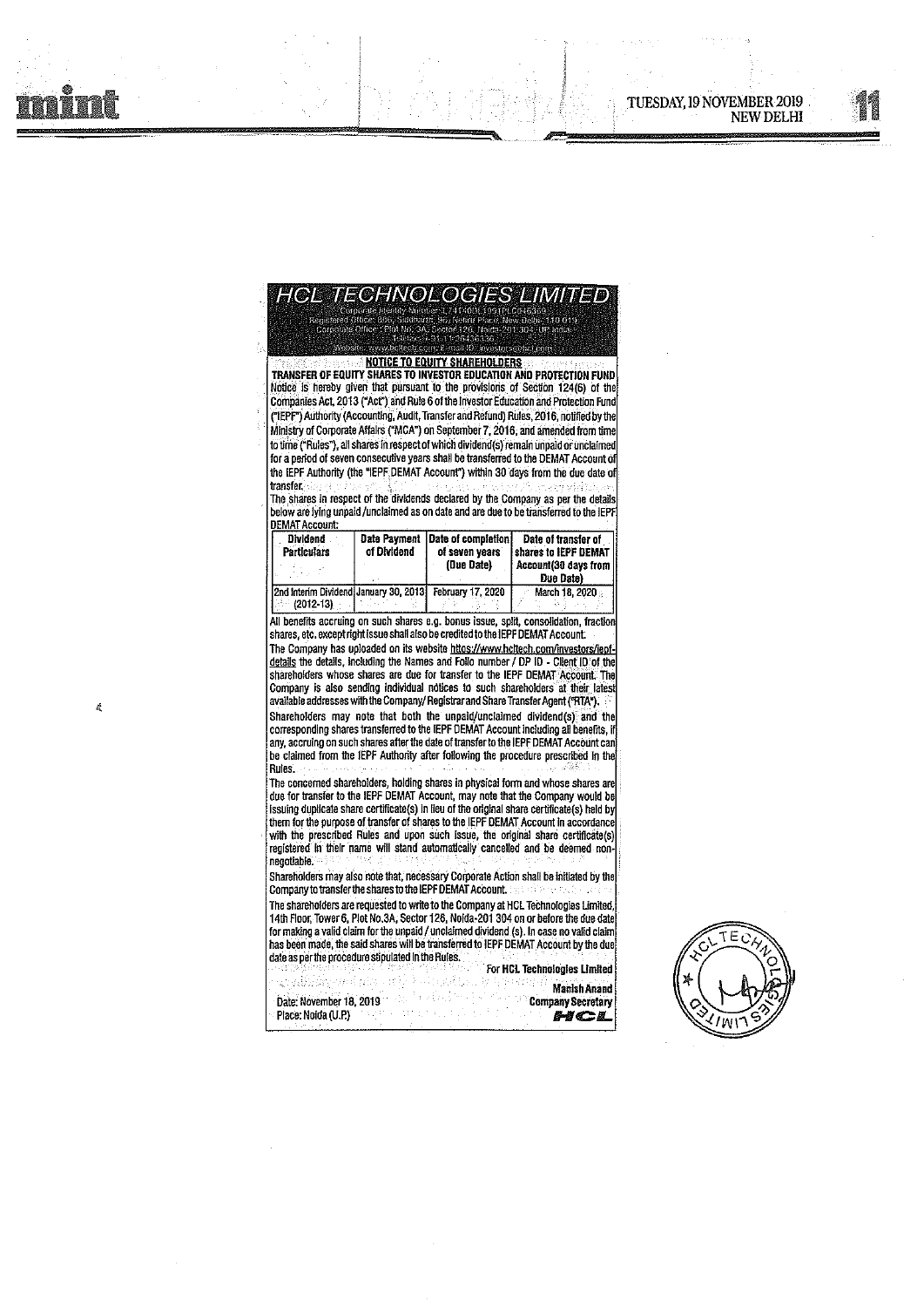# HCL TECHNOLOGIES LIMITED

Corporate Identity Number: L74140DL1991PLC046369
Registered Office: 806, Siddharth, 96, Nehru Place, New Delhi - 110 019
Corporate Office: Plot No. 3A, Sector 126, Noida-201 304, UP, India
Tel/Fax: +91-11-26436336
Website: www.hcltech.com; E-mail ID: investors@hcl.com

## NOTICE TO EQUITY SHAREHOLDERS

### TRANSFER OF EQUITY SHARES TO INVESTOR EDUCATION AND PROTECTION FUND

Notice is hereby given that pursuant to the provisions of Section 124(6) of the Companies Act, 2013 ("Act") and Rule 6 of the Investor Education and Protection Fund ("IEPF") Authority (Accounting, Audit, Transfer and Refund) Rules, 2016, notified by the Ministry of Corporate Affairs ("MCA") on September 7, 2016, and amended from time to time ("Rules"), all shares in respect of which dividend(s) remain unpaid or unclaimed for a period of seven consecutive years shall be transferred to the DEMAT Account of the IEPF Authority (the "IEPF DEMAT Account") within 30 days from the due date of transfer.

The shares in respect of the dividends declared by the Company as per the details below are lying unpaid /unclaimed as on date and are due to be transferred to the IEPF DEMAT Account:

| Dividend Particulars | Date Payment of Dividend | Date of completion of seven years (Due Date) | Date of transfer of shares to IEPF DEMAT Account(30 days from Due Date) |
|---|---|---|---|
| 2nd Interim Dividend (2012-13) | January 30, 2013 | February 17, 2020 | March 18, 2020 |

All benefits accruing on such shares e.g. bonus issue, split, consolidation, fraction shares, etc. except right issue shall also be credited to the IEPF DEMAT Account.

The Company has uploaded on its website https://www.hcltech.com/investors/iepf-details the details, including the Names and Folio number / DP ID - Client ID of the shareholders whose shares are due for transfer to the IEPF DEMAT Account. The Company is also sending individual notices to such shareholders at their latest available addresses with the Company/ Registrar and Share Transfer Agent ("RTA").

Shareholders may note that both the unpaid/unclaimed dividend(s) and the corresponding shares transferred to the IEPF DEMAT Account including all benefits, if any, accruing on such shares after the date of transfer to the IEPF DEMAT Account can be claimed from the IEPF Authority after following the procedure prescribed in the Rules.

The concerned shareholders, holding shares in physical form and whose shares are due for transfer to the IEPF DEMAT Account, may note that the Company would be issuing duplicate share certificate(s) in lieu of the original share certificate(s) held by them for the purpose of transfer of shares to the IEPF DEMAT Account in accordance with the prescribed Rules and upon such issue, the original share certificate(s) registered in their name will stand automatically cancelled and be deemed non-negotiable.

Shareholders may also note that, necessary Corporate Action shall be initiated by the Company to transfer the shares to the IEPF DEMAT Account.

The shareholders are requested to write to the Company at HCL Technologies Limited, 14th Floor, Tower 6, Plot No.3A, Sector 126, Noida-201 304 on or before the due date for making a valid claim for the unpaid / unclaimed dividend (s). In case no valid claim has been made, the said shares will be transferred to IEPF DEMAT Account by the due date as per the procedure stipulated in the Rules.

For HCL Technologies Limited

Date: November 18, 2019
Place: Noida (U.P.)

Manish Anand
Company Secretary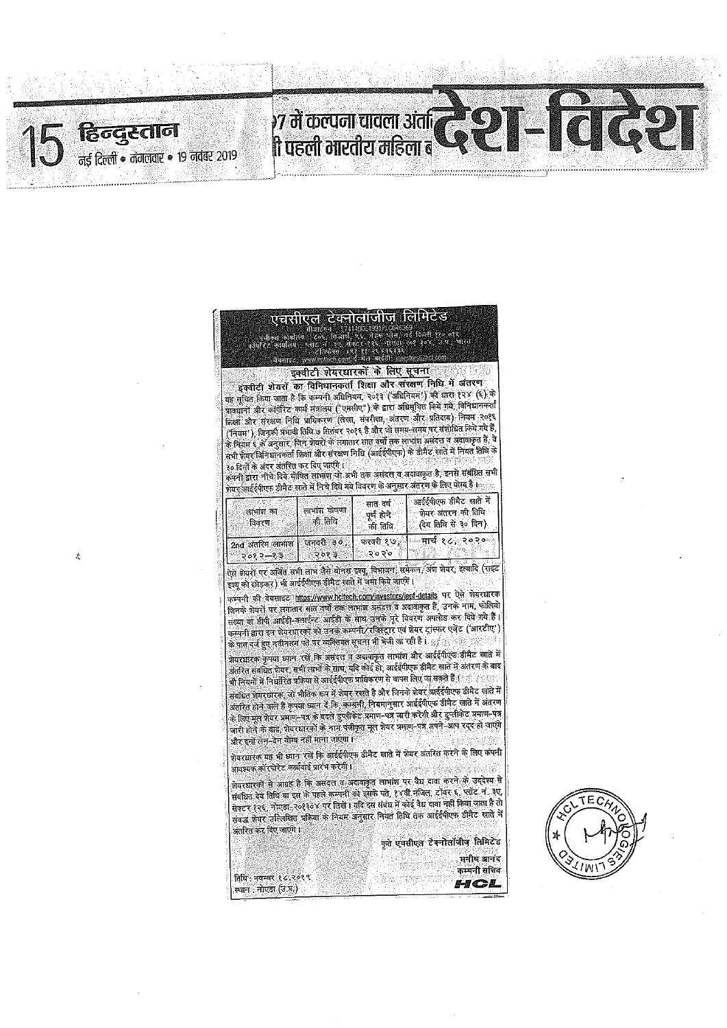हिन्दुस्तान
नई दिल्ली • मंगलवार • 19 नवंबर 2019

# एचसीएल टेक्नोलॉजीज़ लिमिटेड

सीआईएन : L74140DL1991PLC046369
पंजीकृत कार्यालय : 806, सिद्धार्थ, 96, नेहरू प्लेस, नई दिल्ली 110 019
कॉर्पोरेट कार्यालय : प्लाट नं. 3ए, सेक्टर 126, नोएडा 201 304, उ.प्र., भारत
टेलीफोन : +91 120 2536336
वेबसाइट : www.hcltech.com ई-मेल आईडी : investors@hcl.com

## इक्वीटी शेयरधारकों के लिए सूचना

### इक्वीटी शेयरों का विनिधानकर्ता शिक्षा और संरक्षण निधि में अंतरण

यह सूचित किया जाता है कि कम्पनी अधिनियम, २०१३ ('अधिनियम') की धारा १२४ (६) के प्रावधानों और कॉर्पोरेट कार्य मंत्रालय ("एमसीए") के द्वारा अधिसूचित किये गये, विनिधानकर्ता शिक्षा और संरक्षण निधि प्राधिकरण (लेखा, संपरीक्षा, अंतरण और प्रतिदाय) नियम २०१६ ('नियम'), जिनकी प्रभावी तिथि ७ सितंबर २०१६ है और जो समय-समय पर संशोधित किये गये हैं, के नियम ६ के अनुसार, जिन शेयरों के लगातार सात वर्षों तक लाभांश असंदत्त व अदावाकृत हैं, वे सभी शेयर विनिधानकर्ता शिक्षा और संरक्षण निधि (आईईपीएफ) के डीमैट खाते में नियत तिथि के ३० दिनों के अंदर अंतरित कर दिए जाएंगे।

कंपनी द्वारा नीचे दिये घोषित लाभांश जो अभी तक असंदत्त व अदावाकृत है, इनसे संबंधित सभी शेयर आईईपीएफ डीमैट खाते में निचे दिये गये विवरण के अनुसार अंतरण के लिए योग्य है।

| लाभांश का विवरण | लाभांश घोषणा की तिथि | सात वर्ष पूर्ण होने की तिथि | आईईपीएफ डीमैट खाते में शेयर अंतरण की तिथि (देय तिथि से ३० दिन) |
|---|---|---|---|
| 2nd अंतरिम लाभांश २०१२–१३ | जनवरी ३०, २०१३ | फरवरी १७, २०२० | मार्च १८, २०२० |

ऐसे शेयरों पर अर्जित सभी लाभ जैसे बोनस इश्यू, विभाजन, समेकन, अंश शेयर, इत्यादि (राइट इश्यू को छोड़कर) भी आईईपीएफ डीमैट खाते में जमा किये जाएंगे।

कंपनी की वेबसाइट https://www.hcltech.com/investors/iepf-details पर ऐसे शेयरधारक जिनके शेयरों पर लगातार सात वर्षों तक लाभांश असंदत्त व अदावाकृत हैं, उनके नाम, फोलियो संख्या या डीपी आईडी-क्लाईन्ट आईडी के साथ उनके पूरे विवरण अपलोड कर दिये गये हैं। कम्पनी द्वारा इन शेयरधारकों को उनके कम्पनी/रजिस्ट्रार एवं शेयर ट्रांस्फर एजेंट ('आरटीए') के पास दर्ज हुए नवीनतम पते पर व्यक्तिगत सूचना भी भेजी जा रही है।

शेयरधारक कृपया ध्यान रखें कि असंदत्त व अदावाकृत लाभांश और आईईपीएफ डीमैट खाते में अंतरित संबंधित शेयर, सभी लाभों के साथ, यदि कोई हो, आईईपीएफ डीमैट खाते में अंतरण के बाद भी नियमों में निर्धारित प्रक्रिया से आईईपीएफ प्राधिकरण से वापस लिए जा सकते हैं।

संबंधित शेयरधारक, जो भौतिक रूप में शेयर रखते है और जिनके शेयर आईईपीएफ डीमैट खाते में अंतरित होने वाले है कृपया ध्यान दें कि, कम्पनी, नियमानुसार आईईपीएफ डीमैट खाते में अंतरण के लिए मूल शेयर प्रमाण-पत्र के बदले डुप्लीकेट प्रमाण-पत्र जारी करेगी और डुप्लीकेट प्रमाण-पत्र जारी होने के बाद, शेयरधारकों के नाम पंजीकृत मूल शेयर प्रमाण-पत्र अपने-आप रद्द हो जाएंगे और इन्हे लेन-देन योग्य नहीं माना जाएगा।

शेयरधारक यह भी ध्यान रखें कि आईईपीएफ डीमैट खाते में शेयर अंतरित करने के लिए कंपनी आवश्यक कॉरपोरेट कार्यवाई प्रारंभ करेगी।

शेयरधारकों से आग्रह है कि असंदत्त व अदावाकृत लाभांश पर वैध दावा करने के उद्देश्य से संबंधित देय तिथि या उस के पहले कम्पनी को इसके पते, १४वीं मंजिल, टॉवर ६, प्लॉट नं. ३ए, सेक्टर १२६, नोएडा–२०१३०४ पर लिखें। यदि इस संबंध में कोई वैध दावा नहीं किया जाता है तो संबद्ध शेयर उल्लिखित प्रक्रिया के नियम अनुसार नियत तिथि तक आईईपीएफ डीमैट खाते में अंतरित कर दिए जाएंगे।

कृते एचसीएल टेक्नोलॉजीज़ लिमिटेड
मनीष आनंद
कम्पनी सचिव

तिथि : नवम्बर १८, २०१९
स्थान : नोएडा (उ.प्र.)

HCL